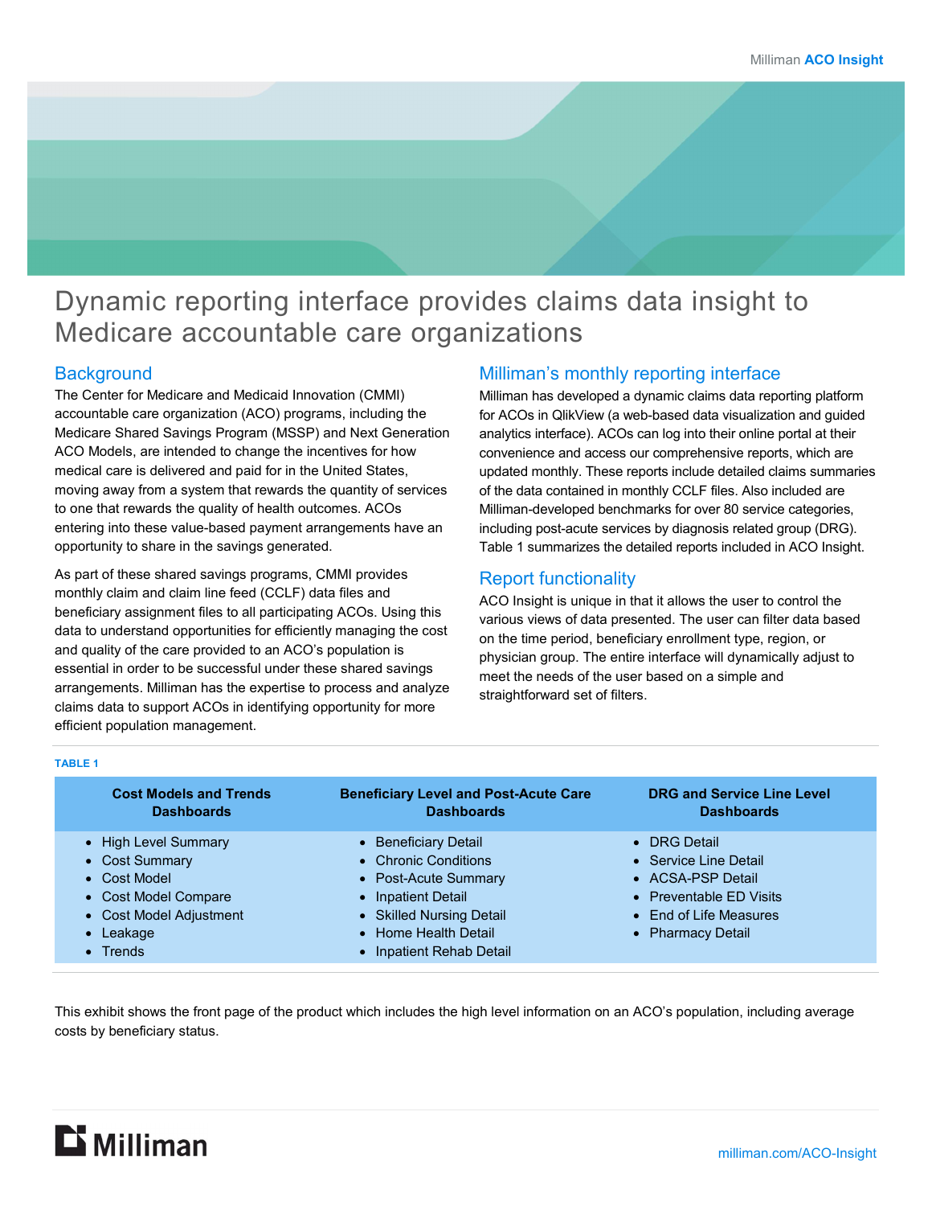# Dynamic reporting interface provides claims data insight to Medicare accountable care organizations

## Background

The Center for Medicare and Medicaid Innovation (CMMI) accountable care organization (ACO) programs, including the Medicare Shared Savings Program (MSSP) and Next Generation ACO Models, are intended to change the incentives for how medical care is delivered and paid for in the United States, moving away from a system that rewards the quantity of services to one that rewards the quality of health outcomes. ACOs entering into these value-based payment arrangements have an opportunity to share in the savings generated.

As part of these shared savings programs, CMMI provides monthly claim and claim line feed (CCLF) data files and beneficiary assignment files to all participating ACOs. Using this data to understand opportunities for efficiently managing the cost and quality of the care provided to an ACO's population is essential in order to be successful under these shared savings arrangements. Milliman has the expertise to process and analyze claims data to support ACOs in identifying opportunity for more efficient population management.

## Milliman's monthly reporting interface

Milliman has developed a dynamic claims data reporting platform for ACOs in QlikView (a web-based data visualization and guided analytics interface). ACOs can log into their online portal at their convenience and access our comprehensive reports, which are updated monthly. These reports include detailed claims summaries of the data contained in monthly CCLF files. Also included are Milliman-developed benchmarks for over 80 service categories, including post-acute services by diagnosis related group (DRG). Table 1 summarizes the detailed reports included in ACO Insight.

## Report functionality

ACO Insight is unique in that it allows the user to control the various views of data presented. The user can filter data based on the time period, beneficiary enrollment type, region, or physician group. The entire interface will dynamically adjust to meet the needs of the user based on a simple and straightforward set of filters.

**TABLE 1**

| Cost Models and Trends Dashboards | Beneficiary Level and Post-Acute Care Dashboards | DRG and Service Line Level Dashboards |
|---|---|---|
| • High Level Summary | • Beneficiary Detail | • DRG Detail |
| • Cost Summary | • Chronic Conditions | • Service Line Detail |
| • Cost Model | • Post-Acute Summary | • ACSA-PSP Detail |
| • Cost Model Compare | • Inpatient Detail | • Preventable ED Visits |
| • Cost Model Adjustment | • Skilled Nursing Detail | • End of Life Measures |
| • Leakage | • Home Health Detail | • Pharmacy Detail |
| • Trends | • Inpatient Rehab Detail | |

This exhibit shows the front page of the product which includes the high level information on an ACO's population, including average costs by beneficiary status.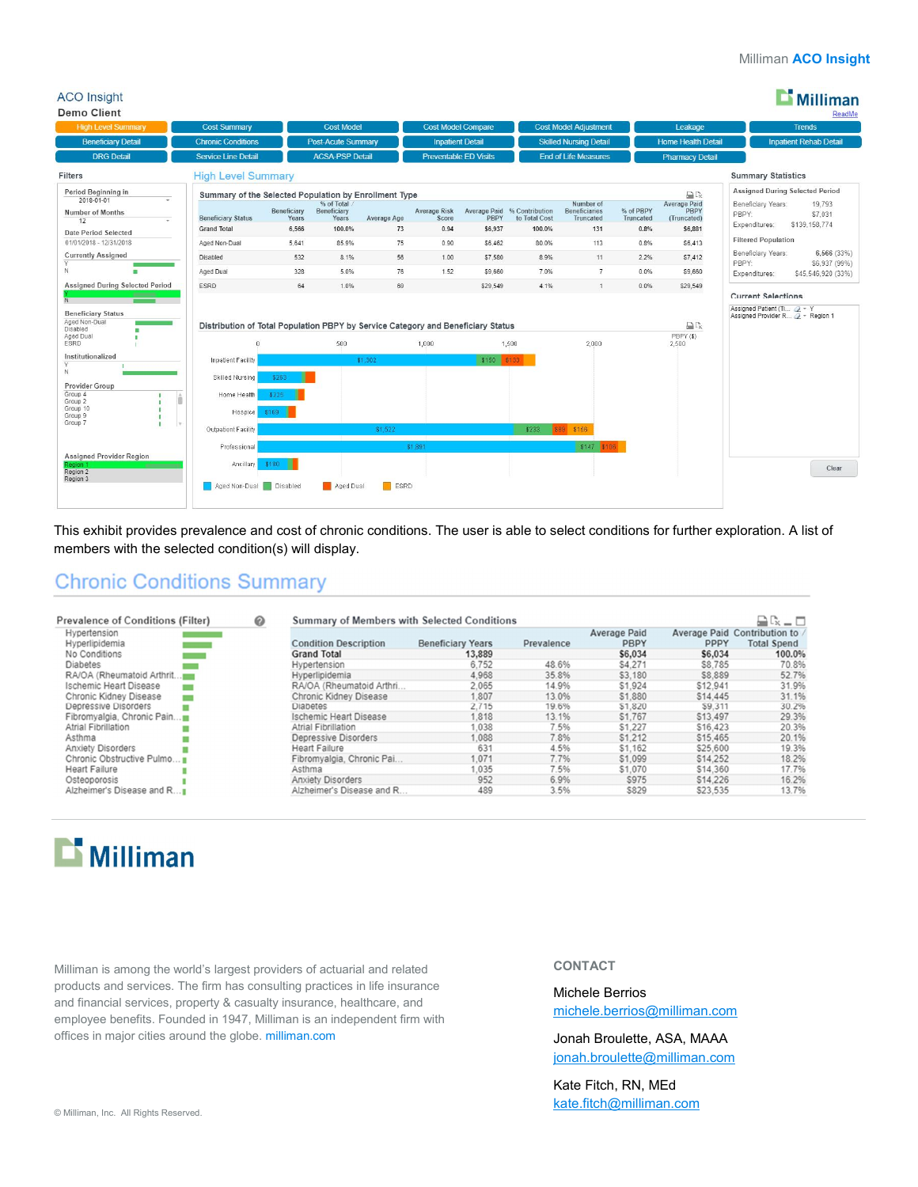This exhibit provides prevalence and cost of chronic conditions. The user is able to select conditions for further exploration. A list of members with the selected condition(s) will display.

## Chronic Conditions Summary

Summary of Members with Selected Conditions

| Condition Description | Beneficiary Years | Prevalence | Average Paid PBPY | Average Paid PPPY | Contribution to Total Spend |
|---|---|---|---|---|---|
| Grand Total | 13,889 | | $6,034 | $6,034 | 100.0% |
| Hypertension | 6,752 | 48.6% | $4,271 | $8,785 | 70.8% |
| Hyperlipidemia | 4,968 | 35.8% | $3,180 | $8,889 | 52.7% |
| RA/OA (Rheumatoid Arthri... | 2,065 | 14.9% | $1,924 | $12,941 | 31.9% |
| Chronic Kidney Disease | 1,807 | 13.0% | $1,880 | $14,445 | 31.1% |
| Diabetes | 2,715 | 19.6% | $1,820 | $9,311 | 30.2% |
| Ischemic Heart Disease | 1,818 | 13.1% | $1,767 | $13,497 | 29.3% |
| Atrial Fibrillation | 1,038 | 7.5% | $1,227 | $16,423 | 20.3% |
| Depressive Disorders | 1,088 | 7.8% | $1,212 | $15,465 | 20.1% |
| Heart Failure | 631 | 4.5% | $1,162 | $25,600 | 19.3% |
| Fibromyalgia, Chronic Pai... | 1,071 | 7.7% | $1,099 | $14,252 | 18.2% |
| Asthma | 1,035 | 7.5% | $1,070 | $14,360 | 17.7% |
| Anxiety Disorders | 952 | 6.9% | $975 | $14,226 | 16.2% |
| Alzheimer's Disease and R... | 489 | 3.5% | $829 | $23,535 | 13.7% |

Milliman is among the world's largest providers of actuarial and related products and services. The firm has consulting practices in life insurance and financial services, property & casualty insurance, healthcare, and employee benefits. Founded in 1947, Milliman is an independent firm with offices in major cities around the globe. milliman.com

**CONTACT**

Michele Berrios
michele.berrios@milliman.com

Jonah Broulette, ASA, MAAA
jonah.broulette@milliman.com

Kate Fitch, RN, MEd
kate.fitch@milliman.com

© Milliman, Inc. All Rights Reserved.